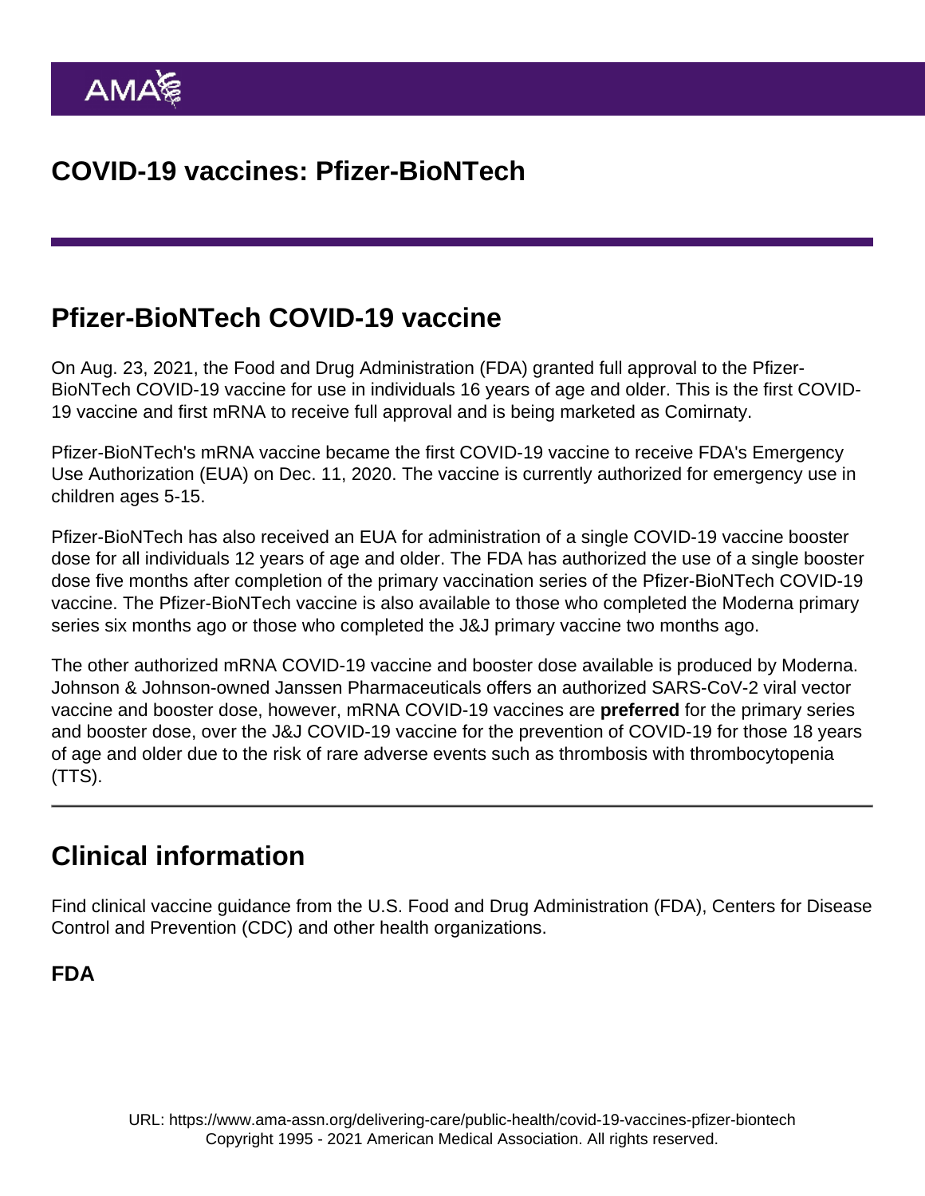# COVID-19 vaccines: Pfizer-BioNTech

## Pfizer-BioNTech COVID-19 vaccine

On Aug. 23, 2021, the Food and Drug Administration (FDA) granted full approval to the Pfizer-BioNTech COVID-19 vaccine for use in individuals 16 years of age and older. This is the first COVID-19 vaccine and first mRNA to receive full approval and is being marketed as Comirnaty.

Pfizer-BioNTech's mRNA vaccine became the first COVID-19 vaccine to receive FDA's Emergency Use Authorization (EUA) on Dec. 11, 2020. The vaccine is currently authorized for emergency use in children ages 5-15.

Pfizer-BioNTech has also received an EUA for administration of a single COVID-19 vaccine booster dose for all individuals 12 years of age and older. The FDA has authorized the use of a single booster dose five months after completion of the primary vaccination series of the Pfizer-BioNTech COVID-19 vaccine. The Pfizer-BioNTech vaccine is also available to those who completed the Moderna primary series six months ago or those who completed the J&J primary vaccine two months ago.

The other authorized mRNA COVID-19 vaccine and booster dose available is produced by Moderna. Johnson & Johnson-owned Janssen Pharmaceuticals offers an authorized SARS-CoV-2 viral vector vaccine and booster dose, however, mRNA COVID-19 vaccines are **preferred** for the primary series and booster dose, over the J&J COVID-19 vaccine for the prevention of COVID-19 for those 18 years of age and older due to the risk of rare adverse events such as thrombosis with thrombocytopenia (TTS).

## Clinical information

Find clinical vaccine guidance from the U.S. Food and Drug Administration (FDA), Centers for Disease Control and Prevention (CDC) and other health organizations.

### FDA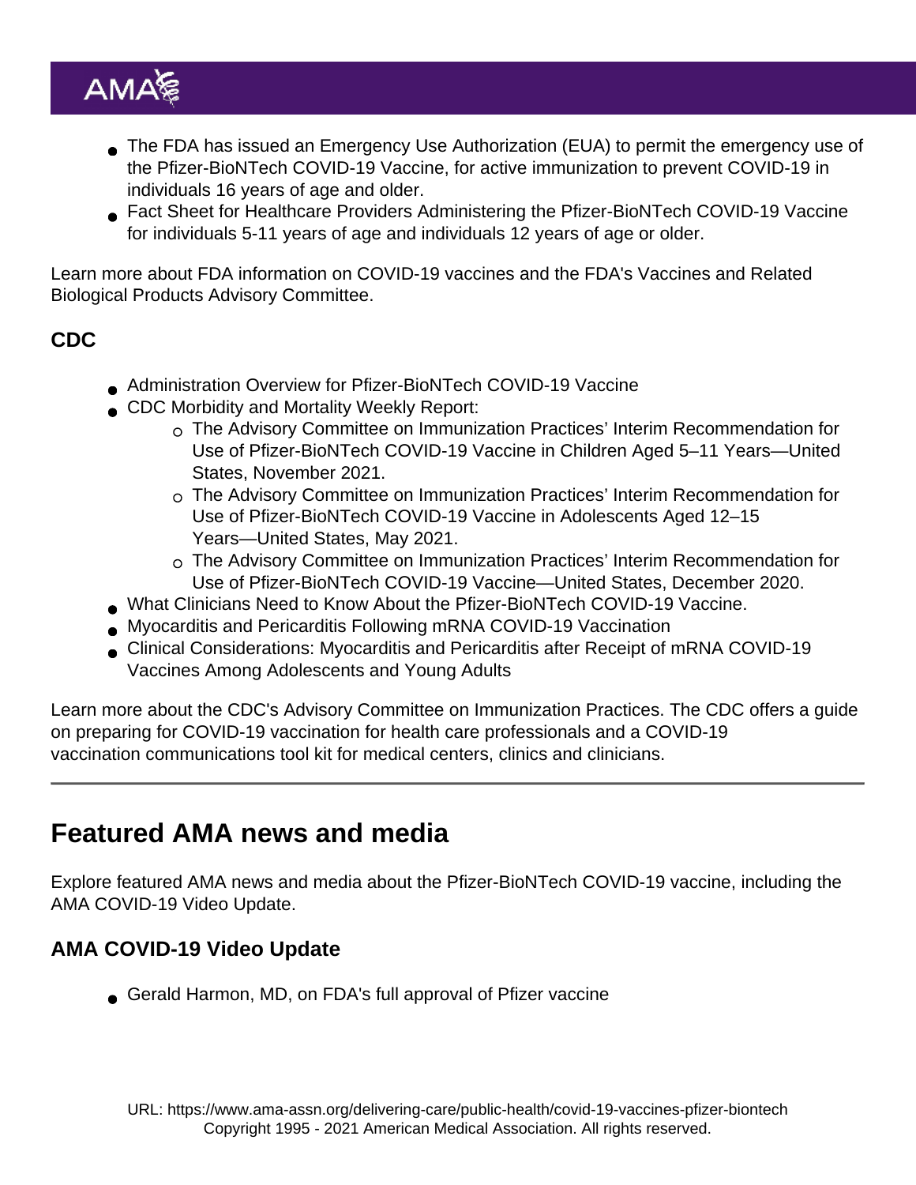- The FDA has issued an Emergency Use Authorization (EUA) to permit the emergency use of the Pfizer-BioNTech COVID-19 Vaccine, for active immunization to prevent COVID-19 in individuals 16 years of age and older.
- Fact Sheet for Healthcare Providers Administering the Pfizer-BioNTech COVID-19 Vaccine for individuals 5-11 years of age and individuals 12 years of age or older.

Learn more about FDA information on COVID-19 vaccines and the FDA's Vaccines and Related Biological Products Advisory Committee.

### CDC

- Administration Overview for Pfizer-BioNTech COVID-19 Vaccine
- CDC Morbidity and Mortality Weekly Report:
  - The Advisory Committee on Immunization Practices' Interim Recommendation for Use of Pfizer-BioNTech COVID-19 Vaccine in Children Aged 5–11 Years—United States, November 2021.
  - The Advisory Committee on Immunization Practices' Interim Recommendation for Use of Pfizer-BioNTech COVID-19 Vaccine in Adolescents Aged 12–15 Years—United States, May 2021.
  - The Advisory Committee on Immunization Practices' Interim Recommendation for Use of Pfizer-BioNTech COVID-19 Vaccine—United States, December 2020.
- What Clinicians Need to Know About the Pfizer-BioNTech COVID-19 Vaccine.
- Myocarditis and Pericarditis Following mRNA COVID-19 Vaccination
- Clinical Considerations: Myocarditis and Pericarditis after Receipt of mRNA COVID-19 Vaccines Among Adolescents and Young Adults

Learn more about the CDC's Advisory Committee on Immunization Practices. The CDC offers a guide on preparing for COVID-19 vaccination for health care professionals and a COVID-19 vaccination communications tool kit for medical centers, clinics and clinicians.

---

## Featured AMA news and media

Explore featured AMA news and media about the Pfizer-BioNTech COVID-19 vaccine, including the AMA COVID-19 Video Update.

### AMA COVID-19 Video Update

- Gerald Harmon, MD, on FDA's full approval of Pfizer vaccine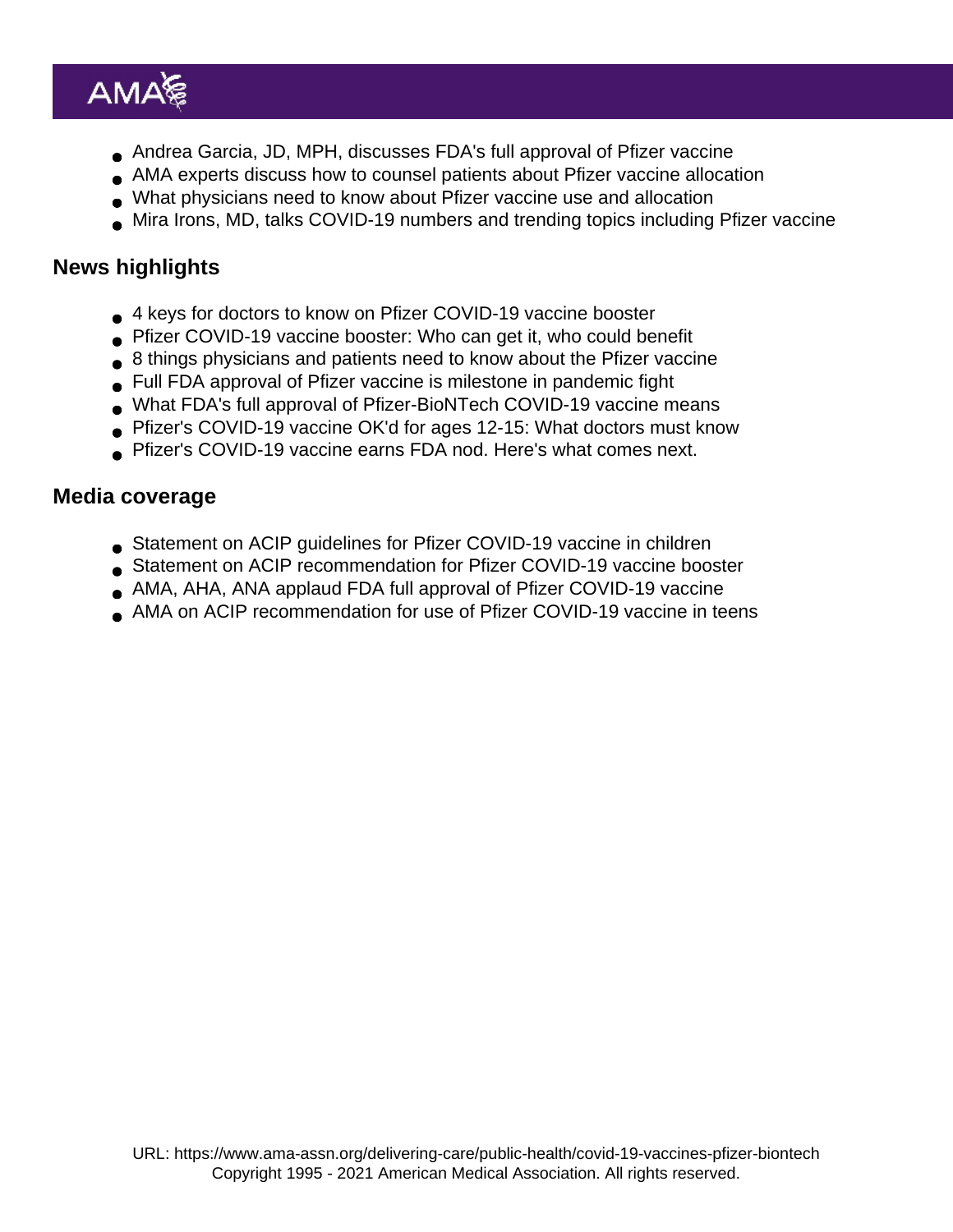- Andrea Garcia, JD, MPH, discusses FDA's full approval of Pfizer vaccine
- AMA experts discuss how to counsel patients about Pfizer vaccine allocation
- What physicians need to know about Pfizer vaccine use and allocation
- Mira Irons, MD, talks COVID-19 numbers and trending topics including Pfizer vaccine

## News highlights

- 4 keys for doctors to know on Pfizer COVID-19 vaccine booster
- Pfizer COVID-19 vaccine booster: Who can get it, who could benefit
- 8 things physicians and patients need to know about the Pfizer vaccine
- Full FDA approval of Pfizer vaccine is milestone in pandemic fight
- What FDA's full approval of Pfizer-BioNTech COVID-19 vaccine means
- Pfizer's COVID-19 vaccine OK'd for ages 12-15: What doctors must know
- Pfizer's COVID-19 vaccine earns FDA nod. Here's what comes next.

## Media coverage

- Statement on ACIP guidelines for Pfizer COVID-19 vaccine in children
- Statement on ACIP recommendation for Pfizer COVID-19 vaccine booster
- AMA, AHA, ANA applaud FDA full approval of Pfizer COVID-19 vaccine
- AMA on ACIP recommendation for use of Pfizer COVID-19 vaccine in teens